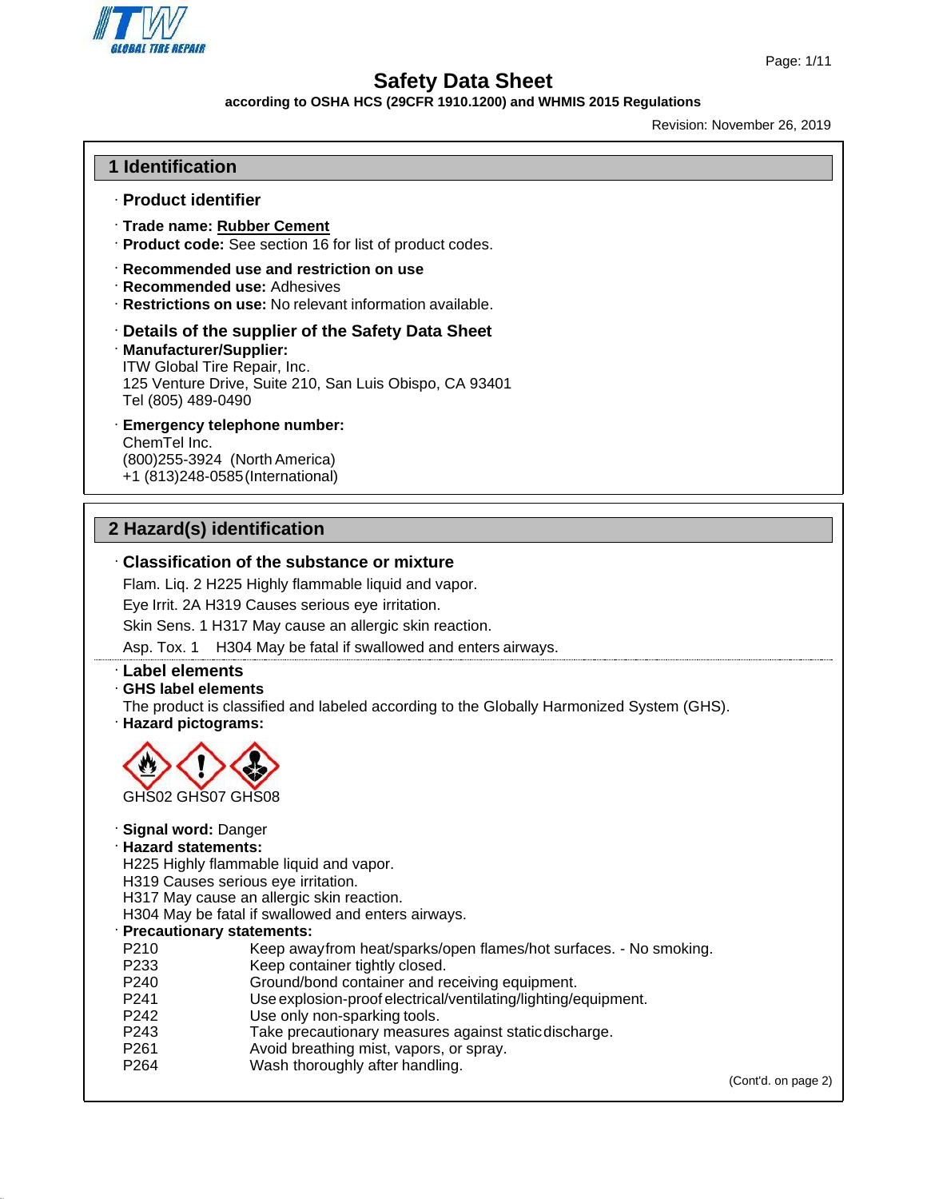# Safety Data Sheet

**according to OSHA HCS (29CFR 1910.1200) and WHMIS 2015 Regulations**

Revision: November 26, 2019

## 1 Identification

### · Product identifier

· **Trade name: Rubber Cement**

· **Product code:** See section 16 for list of product codes.

· **Recommended use and restriction on use**

· **Recommended use:** Adhesives

· **Restrictions on use:** No relevant information available.

### · Details of the supplier of the Safety Data Sheet

· **Manufacturer/Supplier:**

ITW Global Tire Repair, Inc.
125 Venture Drive, Suite 210, San Luis Obispo, CA 93401
Tel (805) 489-0490

· **Emergency telephone number:**

ChemTel Inc.
(800)255-3924 (North America)
+1 (813)248-0585 (International)

## 2 Hazard(s) identification

### · Classification of the substance or mixture

Flam. Liq. 2 H225 Highly flammable liquid and vapor.

Eye Irrit. 2A H319 Causes serious eye irritation.

Skin Sens. 1 H317 May cause an allergic skin reaction.

Asp. Tox. 1 H304 May be fatal if swallowed and enters airways.

### · Label elements

· **GHS label elements**

The product is classified and labeled according to the Globally Harmonized System (GHS).

· **Hazard pictograms:**

GHS02 GHS07 GHS08

· **Signal word:** Danger

· **Hazard statements:**

H225 Highly flammable liquid and vapor.
H319 Causes serious eye irritation.
H317 May cause an allergic skin reaction.
H304 May be fatal if swallowed and enters airways.

· **Precautionary statements:**

| | |
|---|---|
| P210 | Keep away from heat/sparks/open flames/hot surfaces. - No smoking. |
| P233 | Keep container tightly closed. |
| P240 | Ground/bond container and receiving equipment. |
| P241 | Use explosion-proof electrical/ventilating/lighting/equipment. |
| P242 | Use only non-sparking tools. |
| P243 | Take precautionary measures against static discharge. |
| P261 | Avoid breathing mist, vapors, or spray. |
| P264 | Wash thoroughly after handling. |

(Cont'd. on page 2)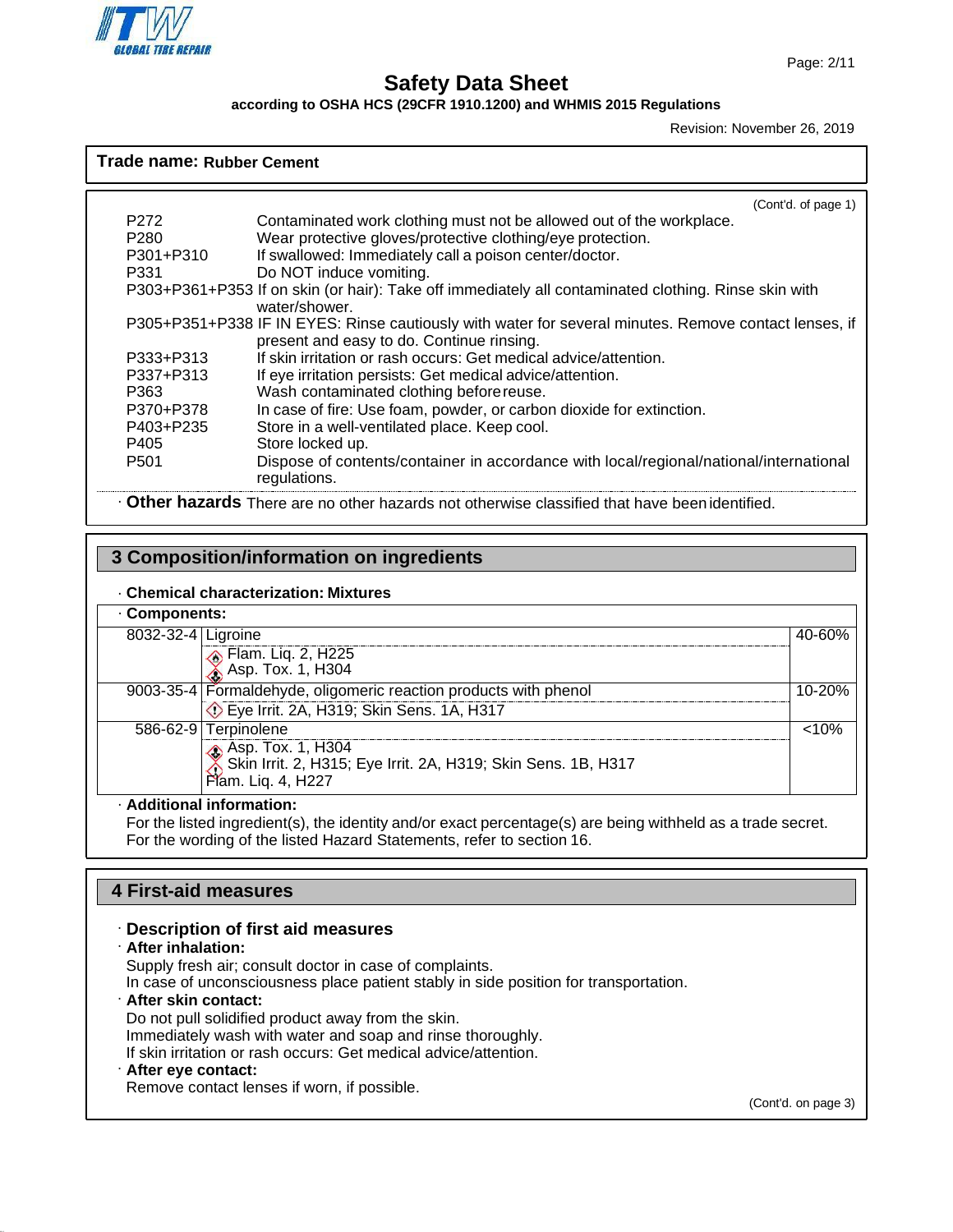**Trade name: Rubber Cement**

(Cont'd. of page 1)

| | |
|---|---|
| P272 | Contaminated work clothing must not be allowed out of the workplace. |
| P280 | Wear protective gloves/protective clothing/eye protection. |
| P301+P310 | If swallowed: Immediately call a poison center/doctor. |
| P331 | Do NOT induce vomiting. |
| P303+P361+P353 | If on skin (or hair): Take off immediately all contaminated clothing. Rinse skin with water/shower. |
| P305+P351+P338 | IF IN EYES: Rinse cautiously with water for several minutes. Remove contact lenses, if present and easy to do. Continue rinsing. |
| P333+P313 | If skin irritation or rash occurs: Get medical advice/attention. |
| P337+P313 | If eye irritation persists: Get medical advice/attention. |
| P363 | Wash contaminated clothing before reuse. |
| P370+P378 | In case of fire: Use foam, powder, or carbon dioxide for extinction. |
| P403+P235 | Store in a well-ventilated place. Keep cool. |
| P405 | Store locked up. |
| P501 | Dispose of contents/container in accordance with local/regional/national/international regulations. |

· **Other hazards** There are no other hazards not otherwise classified that have been identified.

## 3 Composition/information on ingredients

· **Chemical characterization: Mixtures**

· **Components:**

| CAS | Component | Percentage |
|---|---|---|
| 8032-32-4 | Ligroine<br>Flam. Liq. 2, H225<br>Asp. Tox. 1, H304 | 40-60% |
| 9003-35-4 | Formaldehyde, oligomeric reaction products with phenol<br>Eye Irrit. 2A, H319; Skin Sens. 1A, H317 | 10-20% |
| 586-62-9 | Terpinolene<br>Asp. Tox. 1, H304<br>Skin Irrit. 2, H315; Eye Irrit. 2A, H319; Skin Sens. 1B, H317<br>Flam. Liq. 4, H227 | <10% |

· **Additional information:**
For the listed ingredient(s), the identity and/or exact percentage(s) are being withheld as a trade secret.
For the wording of the listed Hazard Statements, refer to section 16.

## 4 First-aid measures

· **Description of first aid measures**

· **After inhalation:**
Supply fresh air; consult doctor in case of complaints.
In case of unconsciousness place patient stably in side position for transportation.

· **After skin contact:**
Do not pull solidified product away from the skin.
Immediately wash with water and soap and rinse thoroughly.
If skin irritation or rash occurs: Get medical advice/attention.

· **After eye contact:**
Remove contact lenses if worn, if possible.

(Cont'd. on page 3)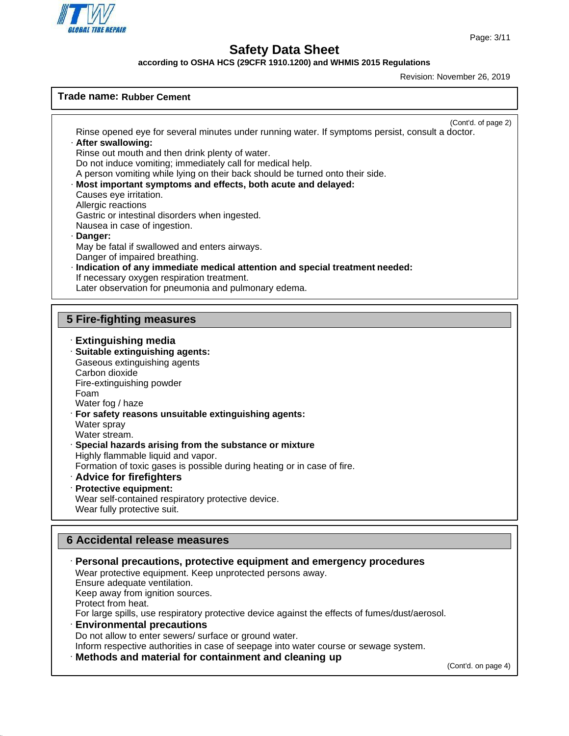**Trade name: Rubber Cement**

(Cont'd. of page 2)

Rinse opened eye for several minutes under running water. If symptoms persist, consult a doctor.

· **After swallowing:**
Rinse out mouth and then drink plenty of water.
Do not induce vomiting; immediately call for medical help.
A person vomiting while lying on their back should be turned onto their side.

· **Most important symptoms and effects, both acute and delayed:**
Causes eye irritation.
Allergic reactions
Gastric or intestinal disorders when ingested.
Nausea in case of ingestion.

· **Danger:**
May be fatal if swallowed and enters airways.
Danger of impaired breathing.

· **Indication of any immediate medical attention and special treatment needed:**
If necessary oxygen respiration treatment.
Later observation for pneumonia and pulmonary edema.

## 5 Fire-fighting measures

· **Extinguishing media**

· **Suitable extinguishing agents:**
Gaseous extinguishing agents
Carbon dioxide
Fire-extinguishing powder
Foam
Water fog / haze

· **For safety reasons unsuitable extinguishing agents:**
Water spray
Water stream.

· **Special hazards arising from the substance or mixture**
Highly flammable liquid and vapor.
Formation of toxic gases is possible during heating or in case of fire.

· **Advice for firefighters**

· **Protective equipment:**
Wear self-contained respiratory protective device.
Wear fully protective suit.

## 6 Accidental release measures

· **Personal precautions, protective equipment and emergency procedures**
Wear protective equipment. Keep unprotected persons away.
Ensure adequate ventilation.
Keep away from ignition sources.
Protect from heat.
For large spills, use respiratory protective device against the effects of fumes/dust/aerosol.

· **Environmental precautions**
Do not allow to enter sewers/ surface or ground water.
Inform respective authorities in case of seepage into water course or sewage system.

· **Methods and material for containment and cleaning up**

(Cont'd. on page 4)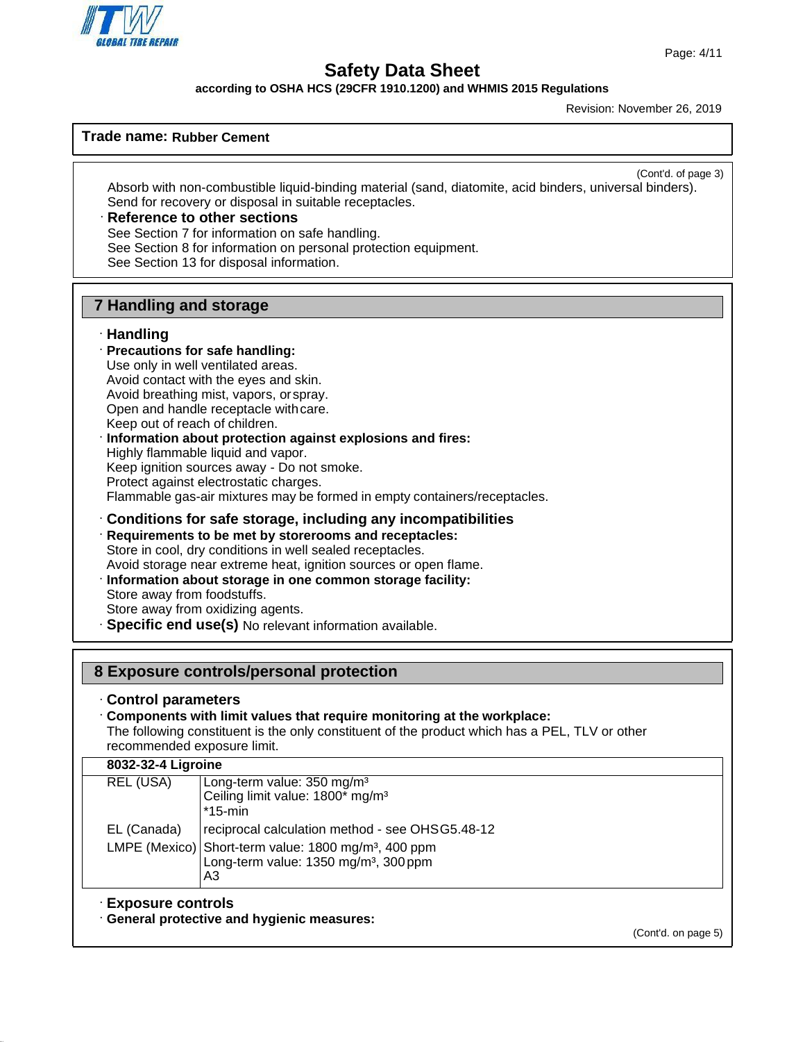Safety Data Sheet

according to OSHA HCS (29CFR 1910.1200) and WHMIS 2015 Regulations

Revision: November 26, 2019

**Trade name: Rubber Cement**

(Cont'd. of page 3)

Absorb with non-combustible liquid-binding material (sand, diatomite, acid binders, universal binders).
Send for recovery or disposal in suitable receptacles.

· **Reference to other sections**
See Section 7 for information on safe handling.
See Section 8 for information on personal protection equipment.
See Section 13 for disposal information.

## 7 Handling and storage

· **Handling**

· **Precautions for safe handling:**
Use only in well ventilated areas.
Avoid contact with the eyes and skin.
Avoid breathing mist, vapors, or spray.
Open and handle receptacle with care.
Keep out of reach of children.

· **Information about protection against explosions and fires:**
Highly flammable liquid and vapor.
Keep ignition sources away - Do not smoke.
Protect against electrostatic charges.
Flammable gas-air mixtures may be formed in empty containers/receptacles.

· **Conditions for safe storage, including any incompatibilities**

· **Requirements to be met by storerooms and receptacles:**
Store in cool, dry conditions in well sealed receptacles.
Avoid storage near extreme heat, ignition sources or open flame.

· **Information about storage in one common storage facility:**
Store away from foodstuffs.
Store away from oxidizing agents.

· **Specific end use(s)** No relevant information available.

## 8 Exposure controls/personal protection

· **Control parameters**

· **Components with limit values that require monitoring at the workplace:**
The following constituent is the only constituent of the product which has a PEL, TLV or other recommended exposure limit.

| **8032-32-4 Ligroine** | |
|---|---|
| REL (USA) | Long-term value: 350 mg/m³<br>Ceiling limit value: 1800* mg/m³<br>*15-min |
| EL (Canada) | reciprocal calculation method - see OHSG5.48-12 |
| LMPE (Mexico) | Short-term value: 1800 mg/m³, 400 ppm<br>Long-term value: 1350 mg/m³, 300 ppm<br>A3 |

· **Exposure controls**

· **General protective and hygienic measures:**

(Cont'd. on page 5)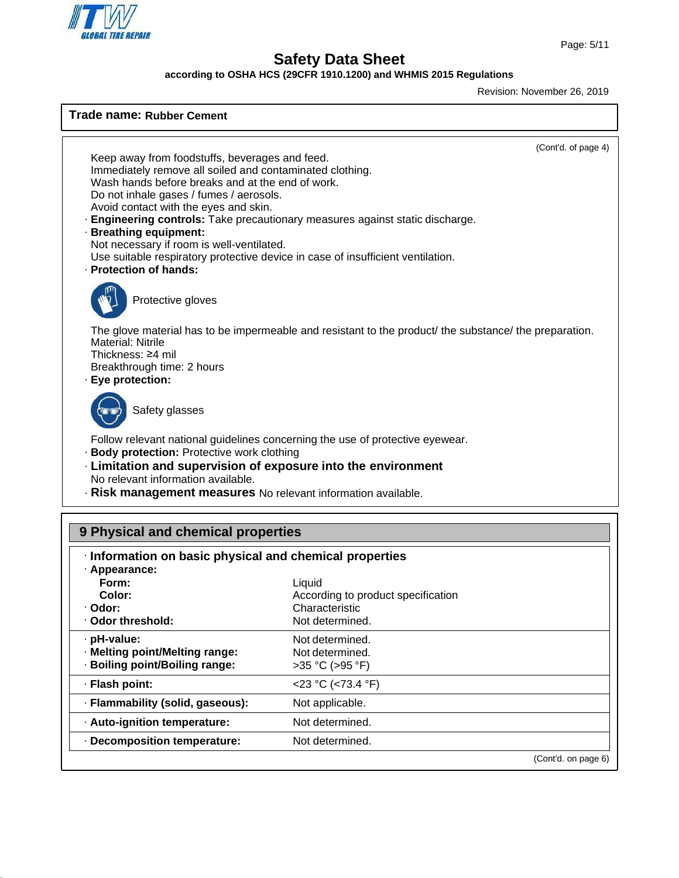**Trade name: Rubber Cement**

(Cont'd. of page 4)

Keep away from foodstuffs, beverages and feed.
Immediately remove all soiled and contaminated clothing.
Wash hands before breaks and at the end of work.
Do not inhale gases / fumes / aerosols.
Avoid contact with the eyes and skin.

· **Engineering controls:** Take precautionary measures against static discharge.

· **Breathing equipment:**
Not necessary if room is well-ventilated.
Use suitable respiratory protective device in case of insufficient ventilation.

· **Protection of hands:**

Protective gloves

The glove material has to be impermeable and resistant to the product/ the substance/ the preparation.
Material: Nitrile
Thickness: ≥4 mil
Breakthrough time: 2 hours

· **Eye protection:**

Safety glasses

Follow relevant national guidelines concerning the use of protective eyewear.

· **Body protection:** Protective work clothing

· **Limitation and supervision of exposure into the environment**
No relevant information available.

· **Risk management measures** No relevant information available.

## 9 Physical and chemical properties

· **Information on basic physical and chemical properties**

| Property | Value |
|---|---|
| · **Appearance:** | |
| **Form:** | Liquid |
| **Color:** | According to product specification |
| · **Odor:** | Characteristic |
| · **Odor threshold:** | Not determined. |
| · **pH-value:** | Not determined. |
| · **Melting point/Melting range:** | Not determined. |
| · **Boiling point/Boiling range:** | >35 °C (>95 °F) |
| · **Flash point:** | <23 °C (<73.4 °F) |
| · **Flammability (solid, gaseous):** | Not applicable. |
| · **Auto-ignition temperature:** | Not determined. |
| · **Decomposition temperature:** | Not determined. |

(Cont'd. on page 6)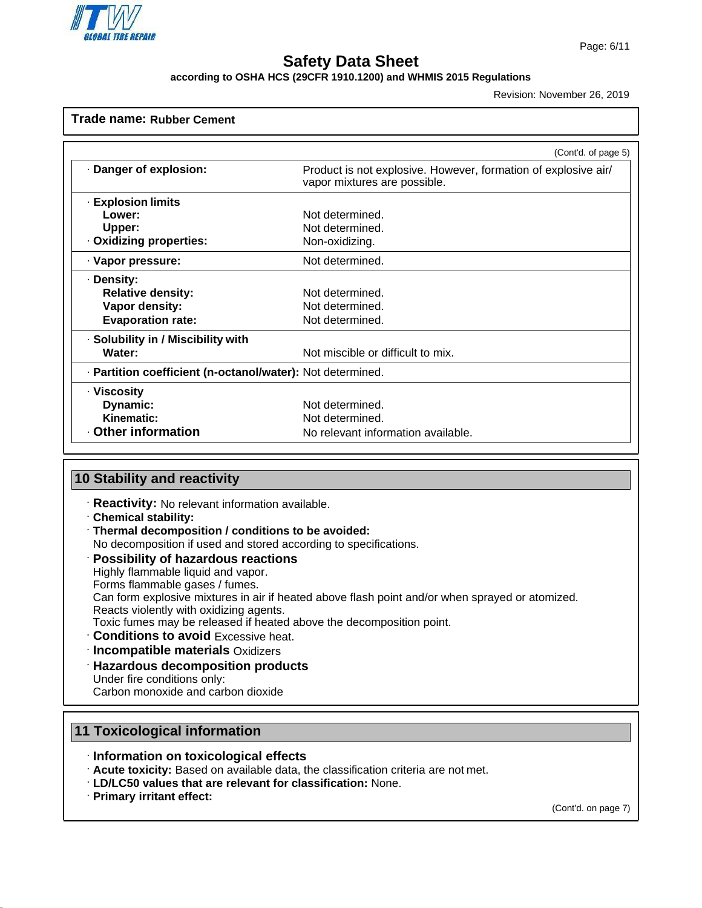**Trade name: Rubber Cement**

(Cont'd. of page 5)

| Property | Value |
|---|---|
| · **Danger of explosion:** | Product is not explosive. However, formation of explosive air/ vapor mixtures are possible. |
| · **Explosion limits** | |
| **Lower:** | Not determined. |
| **Upper:** | Not determined. |
| · **Oxidizing properties:** | Non-oxidizing. |
| · **Vapor pressure:** | Not determined. |
| · **Density:** | |
| **Relative density:** | Not determined. |
| **Vapor density:** | Not determined. |
| **Evaporation rate:** | Not determined. |
| · **Solubility in / Miscibility with** | |
| **Water:** | Not miscible or difficult to mix. |
| · **Partition coefficient (n-octanol/water):** | Not determined. |
| · **Viscosity** | |
| **Dynamic:** | Not determined. |
| **Kinematic:** | Not determined. |
| · **Other information** | No relevant information available. |

## 10 Stability and reactivity

· **Reactivity:** No relevant information available.
· **Chemical stability:**
· **Thermal decomposition / conditions to be avoided:**
No decomposition if used and stored according to specifications.
· **Possibility of hazardous reactions**
Highly flammable liquid and vapor.
Forms flammable gases / fumes.
Can form explosive mixtures in air if heated above flash point and/or when sprayed or atomized.
Reacts violently with oxidizing agents.
Toxic fumes may be released if heated above the decomposition point.
· **Conditions to avoid** Excessive heat.
· **Incompatible materials** Oxidizers
· **Hazardous decomposition products**
Under fire conditions only:
Carbon monoxide and carbon dioxide

## 11 Toxicological information

· **Information on toxicological effects**
· **Acute toxicity:** Based on available data, the classification criteria are not met.
· **LD/LC50 values that are relevant for classification:** None.
· **Primary irritant effect:**

(Cont'd. on page 7)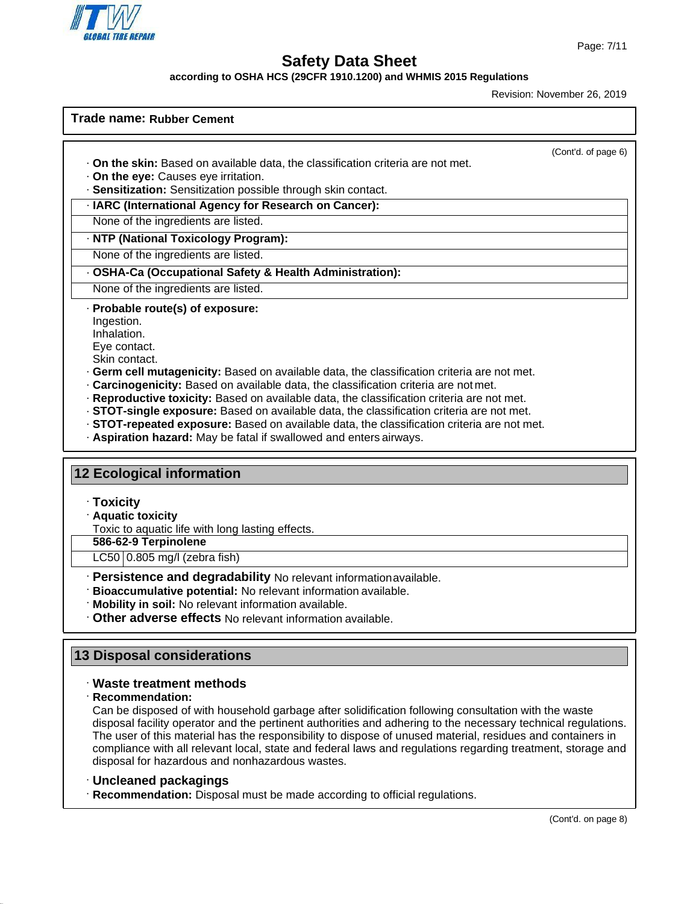Trade name: **Rubber Cement**

(Cont'd. of page 6)

· **On the skin:** Based on available data, the classification criteria are not met.
· **On the eye:** Causes eye irritation.
· **Sensitization:** Sensitization possible through skin contact.

· **IARC (International Agency for Research on Cancer):**

None of the ingredients are listed.

· **NTP (National Toxicology Program):**

None of the ingredients are listed.

· **OSHA-Ca (Occupational Safety & Health Administration):**

None of the ingredients are listed.

· **Probable route(s) of exposure:**
Ingestion.
Inhalation.
Eye contact.
Skin contact.
· **Germ cell mutagenicity:** Based on available data, the classification criteria are not met.
· **Carcinogenicity:** Based on available data, the classification criteria are not met.
· **Reproductive toxicity:** Based on available data, the classification criteria are not met.
· **STOT-single exposure:** Based on available data, the classification criteria are not met.
· **STOT-repeated exposure:** Based on available data, the classification criteria are not met.
· **Aspiration hazard:** May be fatal if swallowed and enters airways.

## 12 Ecological information

· **Toxicity**
· **Aquatic toxicity**
Toxic to aquatic life with long lasting effects.

| **586-62-9 Terpinolene** | |
|---|---|
| LC50 | 0.805 mg/l (zebra fish) |

· **Persistence and degradability** No relevant information available.
· **Bioaccumulative potential:** No relevant information available.
· **Mobility in soil:** No relevant information available.
· **Other adverse effects** No relevant information available.

## 13 Disposal considerations

· **Waste treatment methods**
· **Recommendation:**
Can be disposed of with household garbage after solidification following consultation with the waste disposal facility operator and the pertinent authorities and adhering to the necessary technical regulations.
The user of this material has the responsibility to dispose of unused material, residues and containers in compliance with all relevant local, state and federal laws and regulations regarding treatment, storage and disposal for hazardous and nonhazardous wastes.

· **Uncleaned packagings**
· **Recommendation:** Disposal must be made according to official regulations.

(Cont'd. on page 8)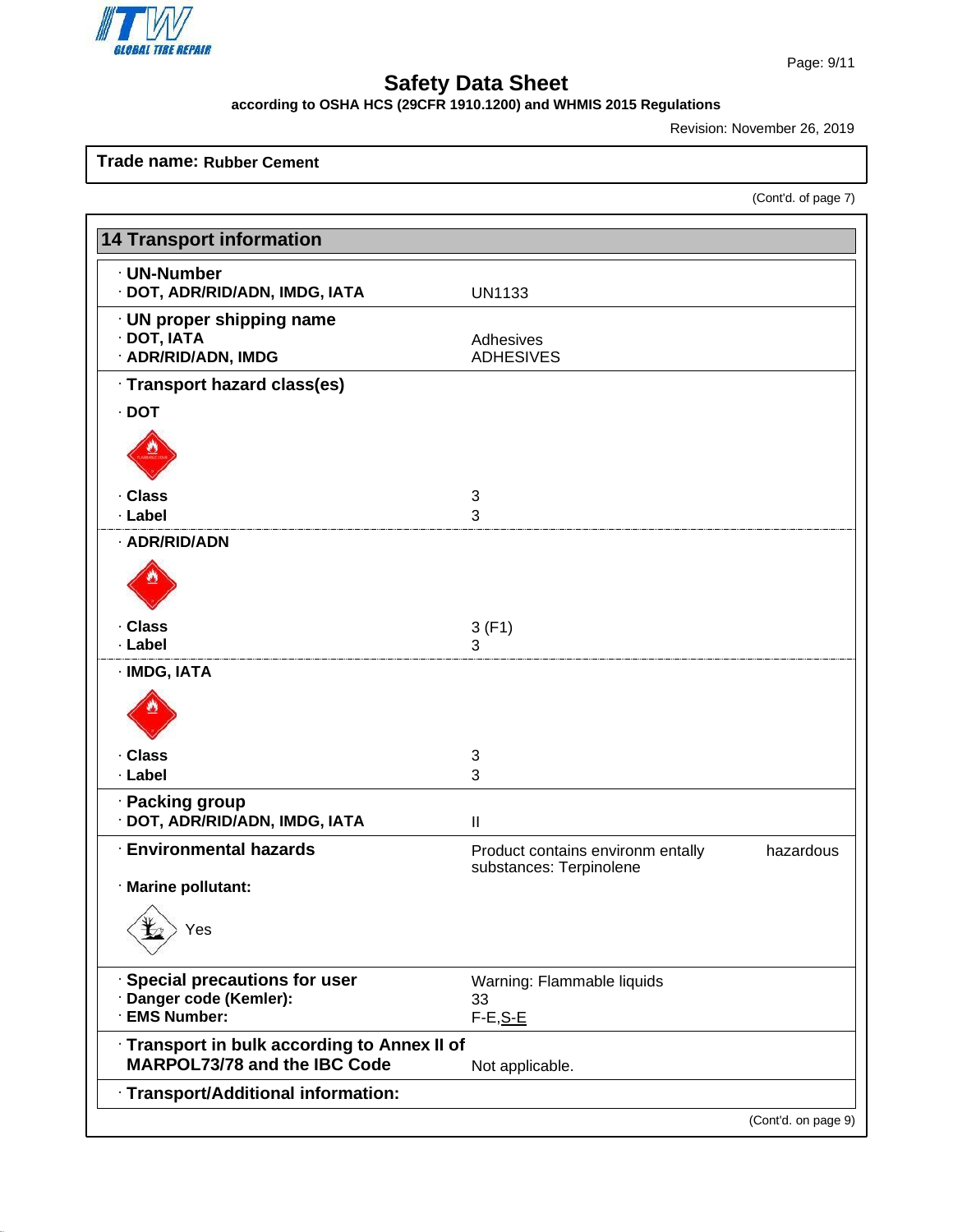Safety Data Sheet

according to OSHA HCS (29CFR 1910.1200) and WHMIS 2015 Regulations

Revision: November 26, 2019

**Trade name: Rubber Cement**

(Cont'd. of page 7)

## 14 Transport information

| | |
|---|---|
| **· UN-Number** | |
| **· DOT, ADR/RID/ADN, IMDG, IATA** | UN1133 |
| **· UN proper shipping name** | |
| **· DOT, IATA** | Adhesives |
| **· ADR/RID/ADN, IMDG** | ADHESIVES |
| **· Transport hazard class(es)** | |
| **· DOT** | |
| **· Class** | 3 |
| **· Label** | 3 |
| **· ADR/RID/ADN** | |
| **· Class** | 3 (F1) |
| **· Label** | 3 |
| **· IMDG, IATA** | |
| **· Class** | 3 |
| **· Label** | 3 |
| **· Packing group** | |
| **· DOT, ADR/RID/ADN, IMDG, IATA** | II |
| **· Environmental hazards** | Product contains environm entally hazardous substances: Terpinolene |
| **· Marine pollutant:** | Yes |
| **· Special precautions for user** | Warning: Flammable liquids |
| **· Danger code (Kemler):** | 33 |
| **· EMS Number:** | F-E,S-E |
| **· Transport in bulk according to Annex II of MARPOL73/78 and the IBC Code** | Not applicable. |
| **· Transport/Additional information:** | |

(Cont'd. on page 9)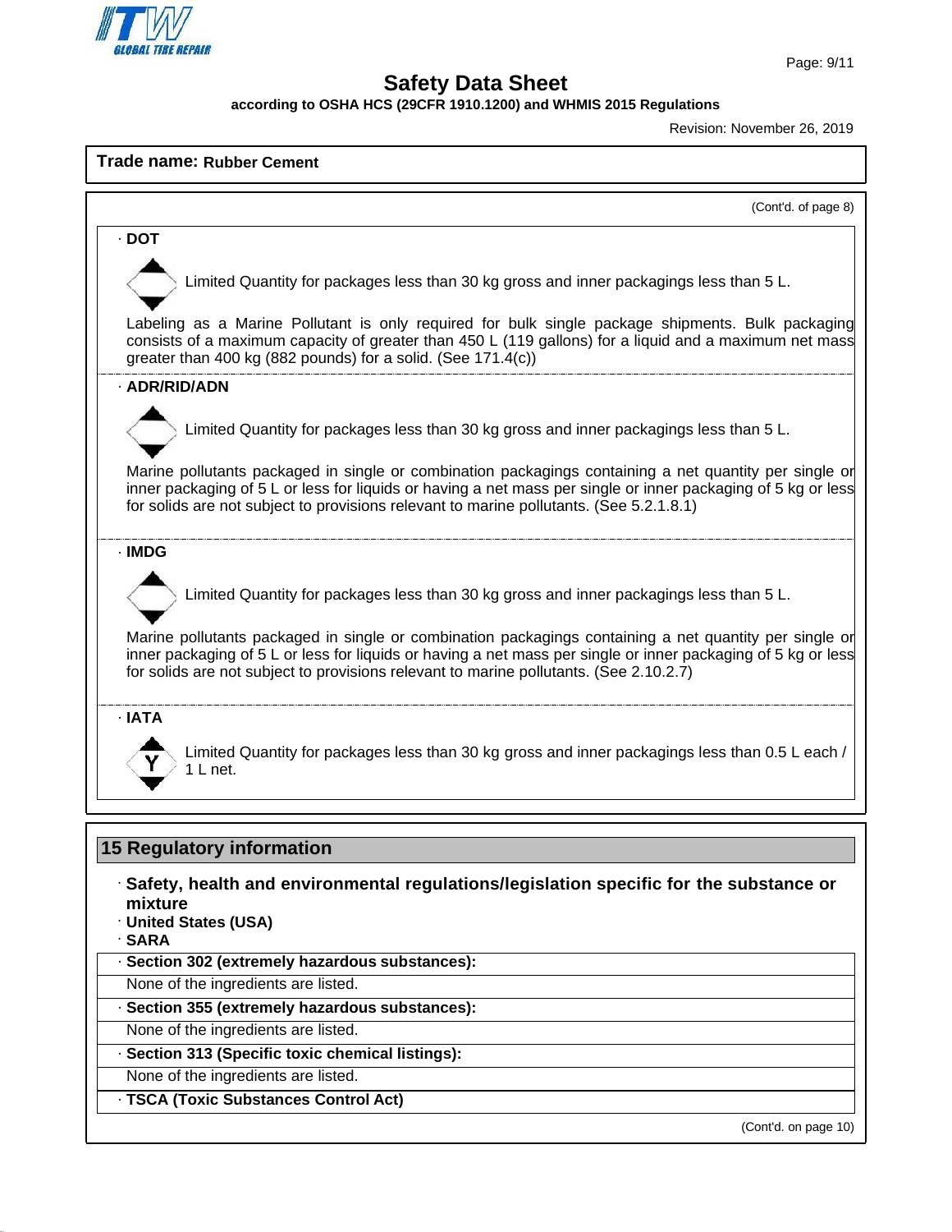Safety Data Sheet

according to OSHA HCS (29CFR 1910.1200) and WHMIS 2015 Regulations

Revision: November 26, 2019

**Trade name: Rubber Cement**

(Cont'd. of page 8)

· **DOT**

Limited Quantity for packages less than 30 kg gross and inner packagings less than 5 L.

Labeling as a Marine Pollutant is only required for bulk single package shipments. Bulk packaging consists of a maximum capacity of greater than 450 L (119 gallons) for a liquid and a maximum net mass greater than 400 kg (882 pounds) for a solid. (See 171.4(c))

· **ADR/RID/ADN**

Limited Quantity for packages less than 30 kg gross and inner packagings less than 5 L.

Marine pollutants packaged in single or combination packagings containing a net quantity per single or inner packaging of 5 L or less for liquids or having a net mass per single or inner packaging of 5 kg or less for solids are not subject to provisions relevant to marine pollutants. (See 5.2.1.8.1)

· **IMDG**

Limited Quantity for packages less than 30 kg gross and inner packagings less than 5 L.

Marine pollutants packaged in single or combination packagings containing a net quantity per single or inner packaging of 5 L or less for liquids or having a net mass per single or inner packaging of 5 kg or less for solids are not subject to provisions relevant to marine pollutants. (See 2.10.2.7)

· **IATA**

Limited Quantity for packages less than 30 kg gross and inner packagings less than 0.5 L each / 1 L net.

## 15 Regulatory information

· **Safety, health and environmental regulations/legislation specific for the substance or mixture**
· **United States (USA)**
· **SARA**

· **Section 302 (extremely hazardous substances):**

None of the ingredients are listed.

· **Section 355 (extremely hazardous substances):**

None of the ingredients are listed.

· **Section 313 (Specific toxic chemical listings):**

None of the ingredients are listed.

· **TSCA (Toxic Substances Control Act)**

(Cont'd. on page 10)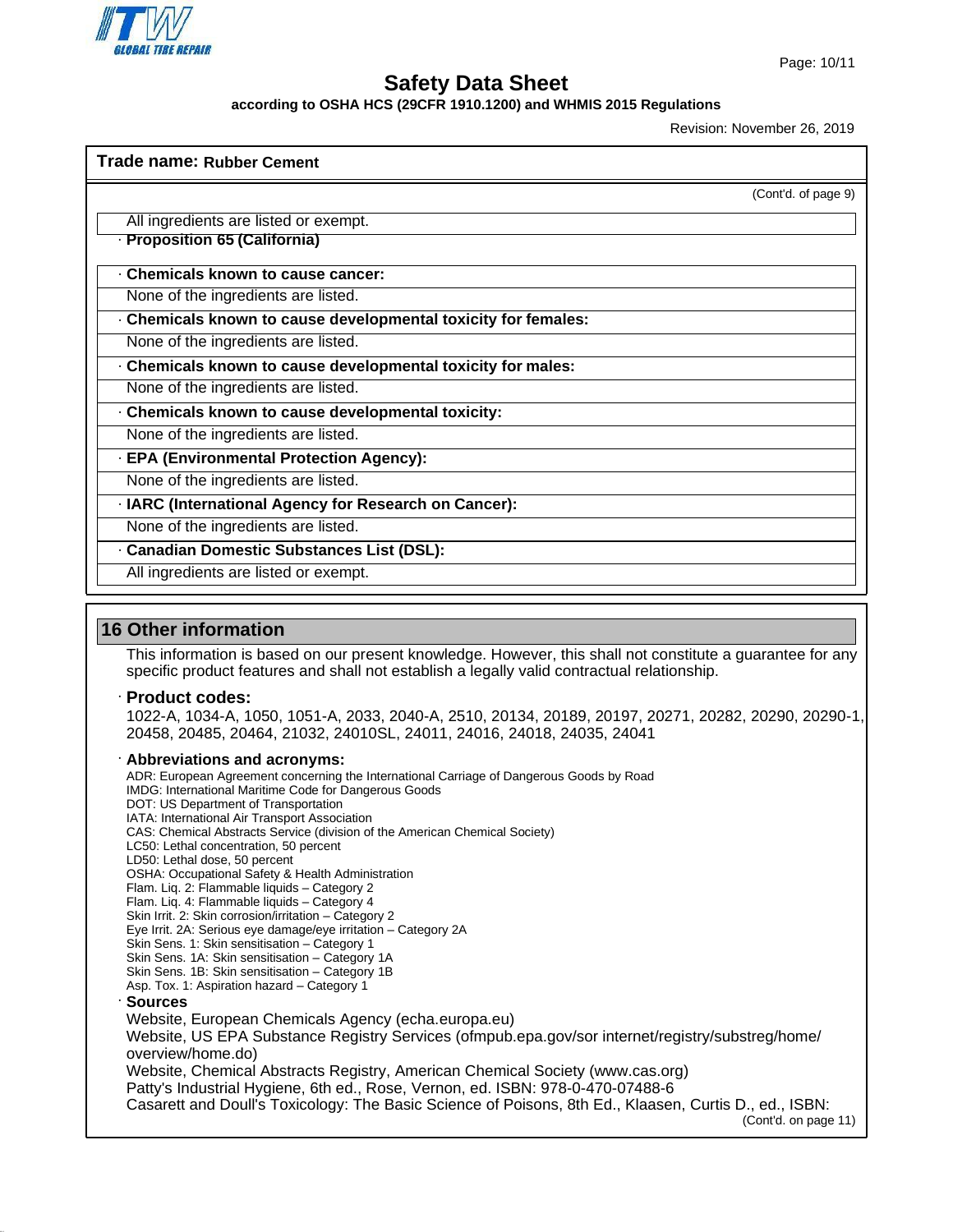Trade name: **Rubber Cement**

(Cont'd. of page 9)

All ingredients are listed or exempt.

· **Proposition 65 (California)**

· **Chemicals known to cause cancer:**

None of the ingredients are listed.

· **Chemicals known to cause developmental toxicity for females:**

None of the ingredients are listed.

· **Chemicals known to cause developmental toxicity for males:**

None of the ingredients are listed.

· **Chemicals known to cause developmental toxicity:**

None of the ingredients are listed.

· **EPA (Environmental Protection Agency):**

None of the ingredients are listed.

· **IARC (International Agency for Research on Cancer):**

None of the ingredients are listed.

· **Canadian Domestic Substances List (DSL):**

All ingredients are listed or exempt.

## 16 Other information

This information is based on our present knowledge. However, this shall not constitute a guarantee for any specific product features and shall not establish a legally valid contractual relationship.

· **Product codes:**

1022-A, 1034-A, 1050, 1051-A, 2033, 2040-A, 2510, 20134, 20189, 20197, 20271, 20282, 20290, 20290-1, 20458, 20485, 20464, 21032, 24010SL, 24011, 24016, 24018, 24035, 24041

· **Abbreviations and acronyms:**

ADR: European Agreement concerning the International Carriage of Dangerous Goods by Road
IMDG: International Maritime Code for Dangerous Goods
DOT: US Department of Transportation
IATA: International Air Transport Association
CAS: Chemical Abstracts Service (division of the American Chemical Society)
LC50: Lethal concentration, 50 percent
LD50: Lethal dose, 50 percent
OSHA: Occupational Safety & Health Administration
Flam. Liq. 2: Flammable liquids – Category 2
Flam. Liq. 4: Flammable liquids – Category 4
Skin Irrit. 2: Skin corrosion/irritation – Category 2
Eye Irrit. 2A: Serious eye damage/eye irritation – Category 2A
Skin Sens. 1: Skin sensitisation – Category 1
Skin Sens. 1A: Skin sensitisation – Category 1A
Skin Sens. 1B: Skin sensitisation – Category 1B
Asp. Tox. 1: Aspiration hazard – Category 1

· **Sources**

Website, European Chemicals Agency (echa.europa.eu)
Website, US EPA Substance Registry Services (ofmpub.epa.gov/sor internet/registry/substreg/home/overview/home.do)
Website, Chemical Abstracts Registry, American Chemical Society (www.cas.org)
Patty's Industrial Hygiene, 6th ed., Rose, Vernon, ed. ISBN: 978-0-470-07488-6
Casarett and Doull's Toxicology: The Basic Science of Poisons, 8th Ed., Klaasen, Curtis D., ed., ISBN:

(Cont'd. on page 11)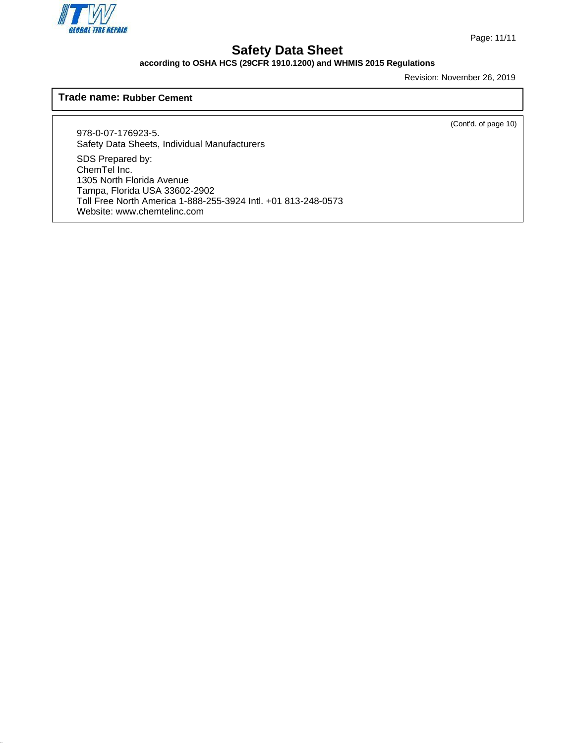**Trade name:** **Rubber Cement**

978-0-07-176923-5.
Safety Data Sheets, Individual Manufacturers

SDS Prepared by:
ChemTel Inc.
1305 North Florida Avenue
Tampa, Florida USA 33602-2902
Toll Free North America 1-888-255-3924 Intl. +01 813-248-0573
Website: www.chemtelinc.com